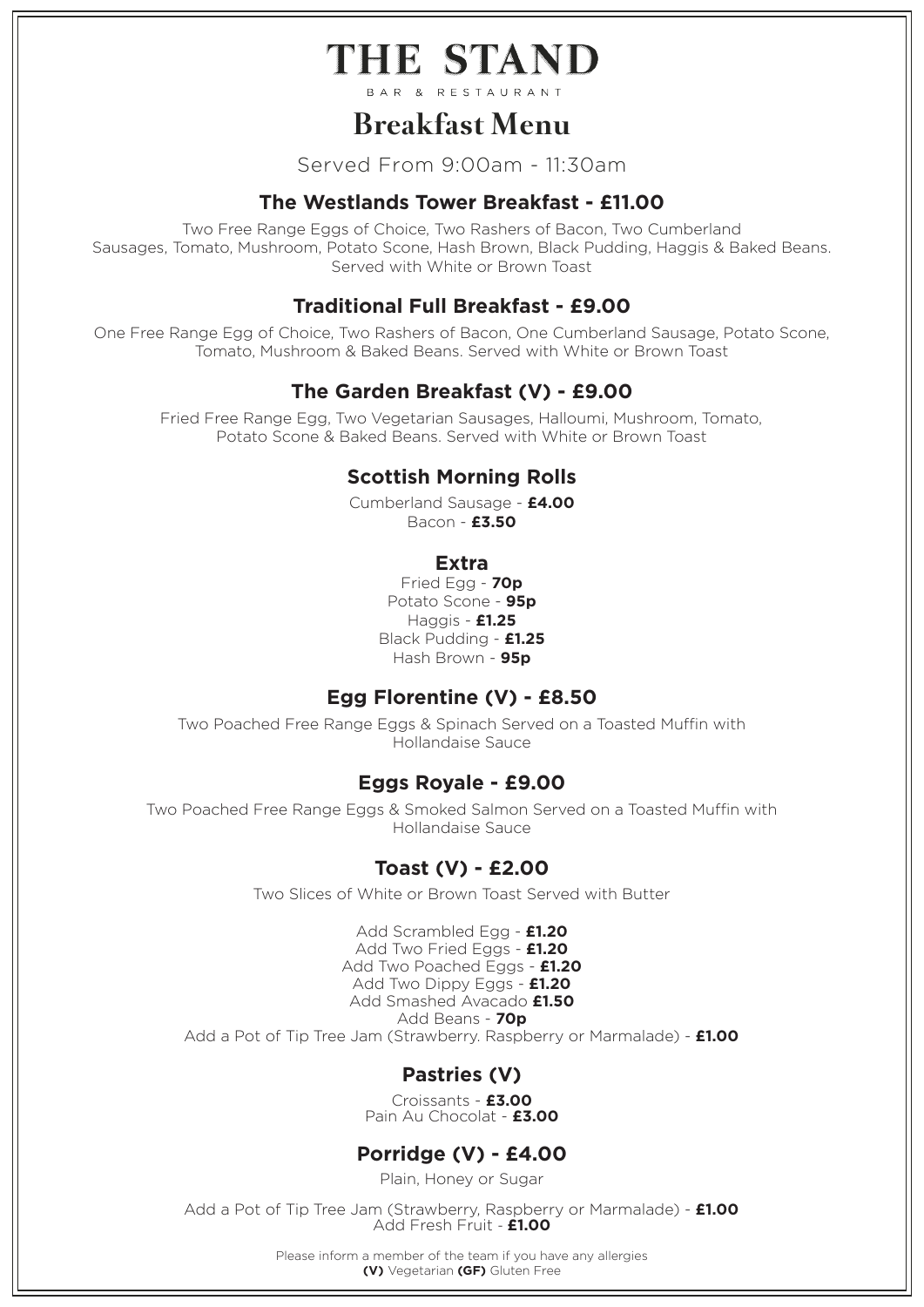# THE STAND

BAR & RESTAURANT

## Breakfast Menu

Served From 9:00am - 11:30am

### The Westlands Tower Breakfast - £11.00

Two Free Range Eggs of Choice, Two Rashers of Bacon, Two Cumberland Sausages, Tomato, Mushroom, Potato Scone, Hash Brown, Black Pudding, Haggis & Baked Beans. Served with White or Brown Toast

### Traditional Full Breakfast - £9.00

One Free Range Egg of Choice, Two Rashers of Bacon, One Cumberland Sausage, Potato Scone, Tomato, Mushroom & Baked Beans. Served with White or Brown Toast

### The Garden Breakfast (V) - £9.00

Fried Free Range Egg, Two Vegetarian Sausages, Halloumi, Mushroom, Tomato, Potato Scone & Baked Beans. Served with White or Brown Toast

### Scottish Morning Rolls

Cumberland Sausage - **£4.00**
Bacon - **£3.50**

### Extra

Fried Egg - **70p**
Potato Scone - **95p**
Haggis - **£1.25**
Black Pudding - **£1.25**
Hash Brown - **95p**

### Egg Florentine (V) - £8.50

Two Poached Free Range Eggs & Spinach Served on a Toasted Muffin with Hollandaise Sauce

### Eggs Royale - £9.00

Two Poached Free Range Eggs & Smoked Salmon Served on a Toasted Muffin with Hollandaise Sauce

### Toast (V) - £2.00

Two Slices of White or Brown Toast Served with Butter

Add Scrambled Egg - **£1.20**
Add Two Fried Eggs - **£1.20**
Add Two Poached Eggs - **£1.20**
Add Two Dippy Eggs - **£1.20**
Add Smashed Avacado **£1.50**
Add Beans - **70p**
Add a Pot of Tip Tree Jam (Strawberry. Raspberry or Marmalade) - **£1.00**

### Pastries (V)

Croissants - **£3.00**
Pain Au Chocolat - **£3.00**

### Porridge (V) - £4.00

Plain, Honey or Sugar

Add a Pot of Tip Tree Jam (Strawberry, Raspberry or Marmalade) - **£1.00**
Add Fresh Fruit - **£1.00**

Please inform a member of the team if you have any allergies
**(V)** Vegetarian **(GF)** Gluten Free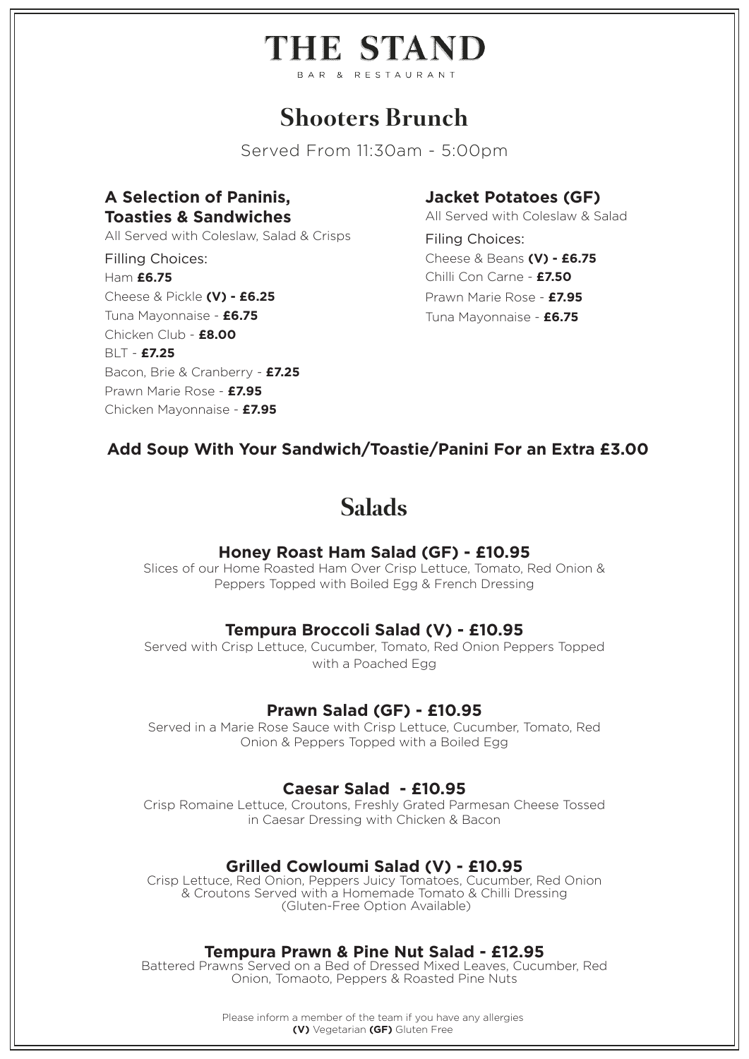# THE STAND

BAR & RESTAURANT

## Shooters Brunch

Served From 11:30am - 5:00pm

### A Selection of Paninis, Toasties & Sandwiches

All Served with Coleslaw, Salad & Crisps

Filling Choices:

Ham **£6.75**

Cheese & Pickle **(V) - £6.25**

Tuna Mayonnaise - **£6.75**

Chicken Club - **£8.00**

BLT - **£7.25**

Bacon, Brie & Cranberry - **£7.25**

Prawn Marie Rose - **£7.95**

Chicken Mayonnaise - **£7.95**

### Jacket Potatoes (GF)

All Served with Coleslaw & Salad

Filing Choices:

Cheese & Beans **(V) - £6.75**

Chilli Con Carne - **£7.50**

Prawn Marie Rose - **£7.95**

Tuna Mayonnaise - **£6.75**

**Add Soup With Your Sandwich/Toastie/Panini For an Extra £3.00**

## Salads

### Honey Roast Ham Salad (GF) - £10.95

Slices of our Home Roasted Ham Over Crisp Lettuce, Tomato, Red Onion & Peppers Topped with Boiled Egg & French Dressing

### Tempura Broccoli Salad (V) - £10.95

Served with Crisp Lettuce, Cucumber, Tomato, Red Onion Peppers Topped with a Poached Egg

### Prawn Salad (GF) - £10.95

Served in a Marie Rose Sauce with Crisp Lettuce, Cucumber, Tomato, Red Onion & Peppers Topped with a Boiled Egg

### Caesar Salad - £10.95

Crisp Romaine Lettuce, Croutons, Freshly Grated Parmesan Cheese Tossed in Caesar Dressing with Chicken & Bacon

### Grilled Cowloumi Salad (V) - £10.95

Crisp Lettuce, Red Onion, Peppers Juicy Tomatoes, Cucumber, Red Onion & Croutons Served with a Homemade Tomato & Chilli Dressing (Gluten-Free Option Available)

### Tempura Prawn & Pine Nut Salad - £12.95

Battered Prawns Served on a Bed of Dressed Mixed Leaves, Cucumber, Red Onion, Tomaoto, Peppers & Roasted Pine Nuts

Please inform a member of the team if you have any allergies

**(V)** Vegetarian **(GF)** Gluten Free